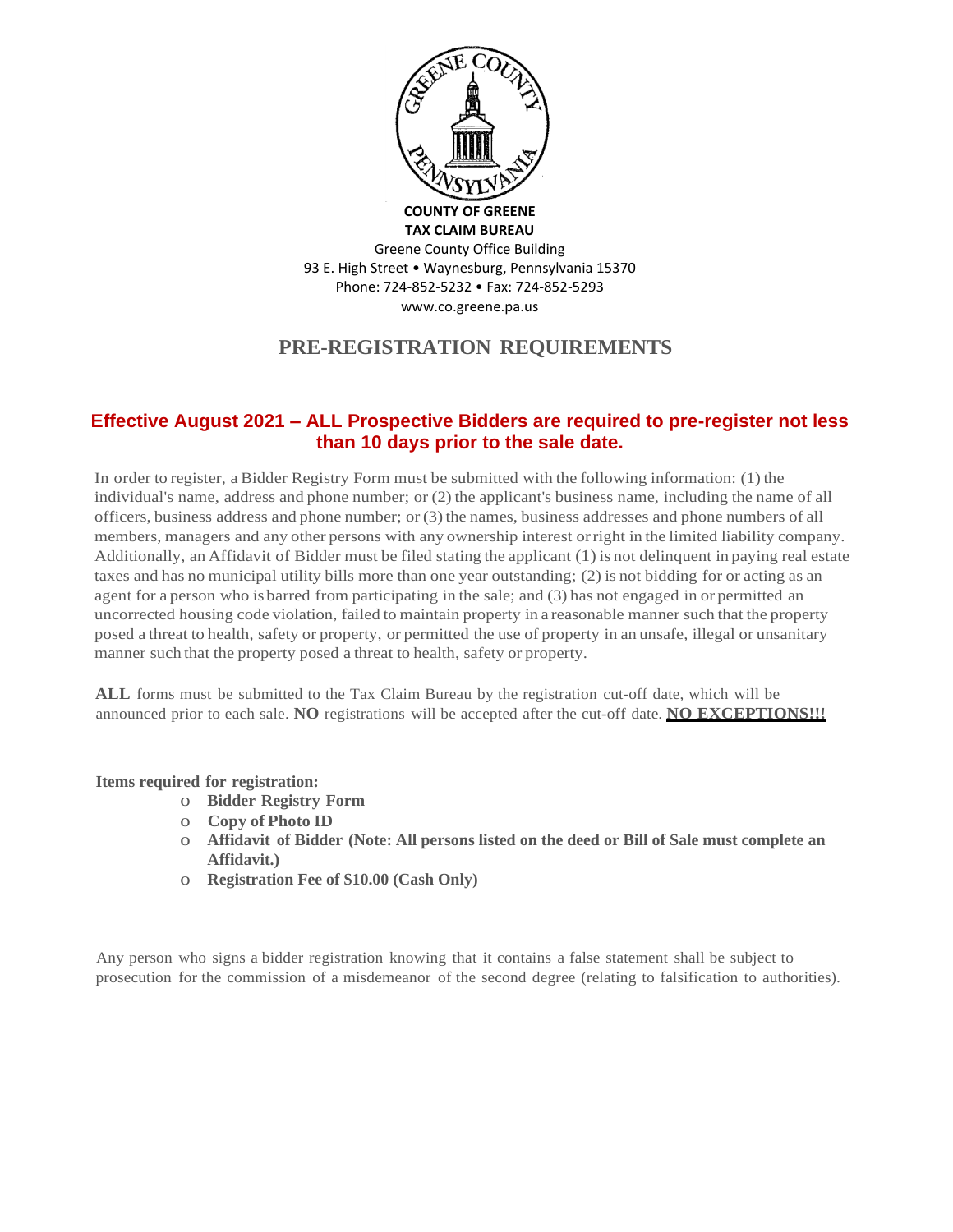**COUNTY OF GREENE**
**TAX CLAIM BUREAU**
Greene County Office Building
93 E. High Street • Waynesburg, Pennsylvania 15370
Phone: 724-852-5232 • Fax: 724-852-5293
www.co.greene.pa.us

# PRE-REGISTRATION REQUIREMENTS

## Effective August 2021 – ALL Prospective Bidders are required to pre-register not less than 10 days prior to the sale date.

In order to register, a Bidder Registry Form must be submitted with the following information: (1) the individual's name, address and phone number; or (2) the applicant's business name, including the name of all officers, business address and phone number; or (3) the names, business addresses and phone numbers of all members, managers and any other persons with any ownership interest or right in the limited liability company. Additionally, an Affidavit of Bidder must be filed stating the applicant (1) is not delinquent in paying real estate taxes and has no municipal utility bills more than one year outstanding; (2) is not bidding for or acting as an agent for a person who is barred from participating in the sale; and (3) has not engaged in or permitted an uncorrected housing code violation, failed to maintain property in a reasonable manner such that the property posed a threat to health, safety or property, or permitted the use of property in an unsafe, illegal or unsanitary manner such that the property posed a threat to health, safety or property.

**ALL** forms must be submitted to the Tax Claim Bureau by the registration cut-off date, which will be announced prior to each sale. **NO** registrations will be accepted after the cut-off date. **NO EXCEPTIONS!!!**

**Items required for registration:**

- **Bidder Registry Form**
- **Copy of Photo ID**
- **Affidavit of Bidder (Note: All persons listed on the deed or Bill of Sale must complete an Affidavit.)**
- **Registration Fee of $10.00 (Cash Only)**

Any person who signs a bidder registration knowing that it contains a false statement shall be subject to prosecution for the commission of a misdemeanor of the second degree (relating to falsification to authorities).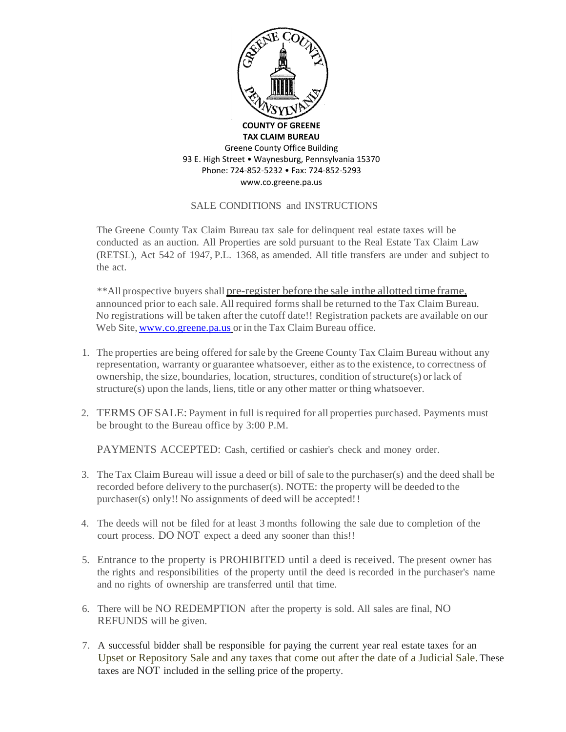**COUNTY OF GREENE**
**TAX CLAIM BUREAU**

Greene County Office Building
93 E. High Street • Waynesburg, Pennsylvania 15370
Phone: 724-852-5232 • Fax: 724-852-5293
www.co.greene.pa.us

## SALE CONDITIONS and INSTRUCTIONS

The Greene County Tax Claim Bureau tax sale for delinquent real estate taxes will be conducted as an auction. All Properties are sold pursuant to the Real Estate Tax Claim Law (RETSL), Act 542 of 1947, P.L. 1368, as amended. All title transfers are under and subject to the act.

**All prospective buyers shall <u>pre-register before the sale in the allotted time frame,</u> announced prior to each sale. All required forms shall be returned to the Tax Claim Bureau. No registrations will be taken after the cutoff date!! Registration packets are available on our Web Site, www.co.greene.pa.us or in the Tax Claim Bureau office.

1. The properties are being offered for sale by the Greene County Tax Claim Bureau without any representation, warranty or guarantee whatsoever, either as to the existence, to correctness of ownership, the size, boundaries, location, structures, condition of structure(s) or lack of structure(s) upon the lands, liens, title or any other matter or thing whatsoever.

2. TERMS OF SALE: Payment in full is required for all properties purchased. Payments must be brought to the Bureau office by 3:00 P.M.

   PAYMENTS ACCEPTED: Cash, certified or cashier's check and money order.

3. The Tax Claim Bureau will issue a deed or bill of sale to the purchaser(s) and the deed shall be recorded before delivery to the purchaser(s). NOTE: the property will be deeded to the purchaser(s) only!! No assignments of deed will be accepted!!

4. The deeds will not be filed for at least 3 months following the sale due to completion of the court process. DO NOT expect a deed any sooner than this!!

5. Entrance to the property is PROHIBITED until a deed is received. The present owner has the rights and responsibilities of the property until the deed is recorded in the purchaser's name and no rights of ownership are transferred until that time.

6. There will be NO REDEMPTION after the property is sold. All sales are final, NO REFUNDS will be given.

7. A successful bidder shall be responsible for paying the current year real estate taxes for an Upset or Repository Sale and any taxes that come out after the date of a Judicial Sale. These taxes are NOT included in the selling price of the property.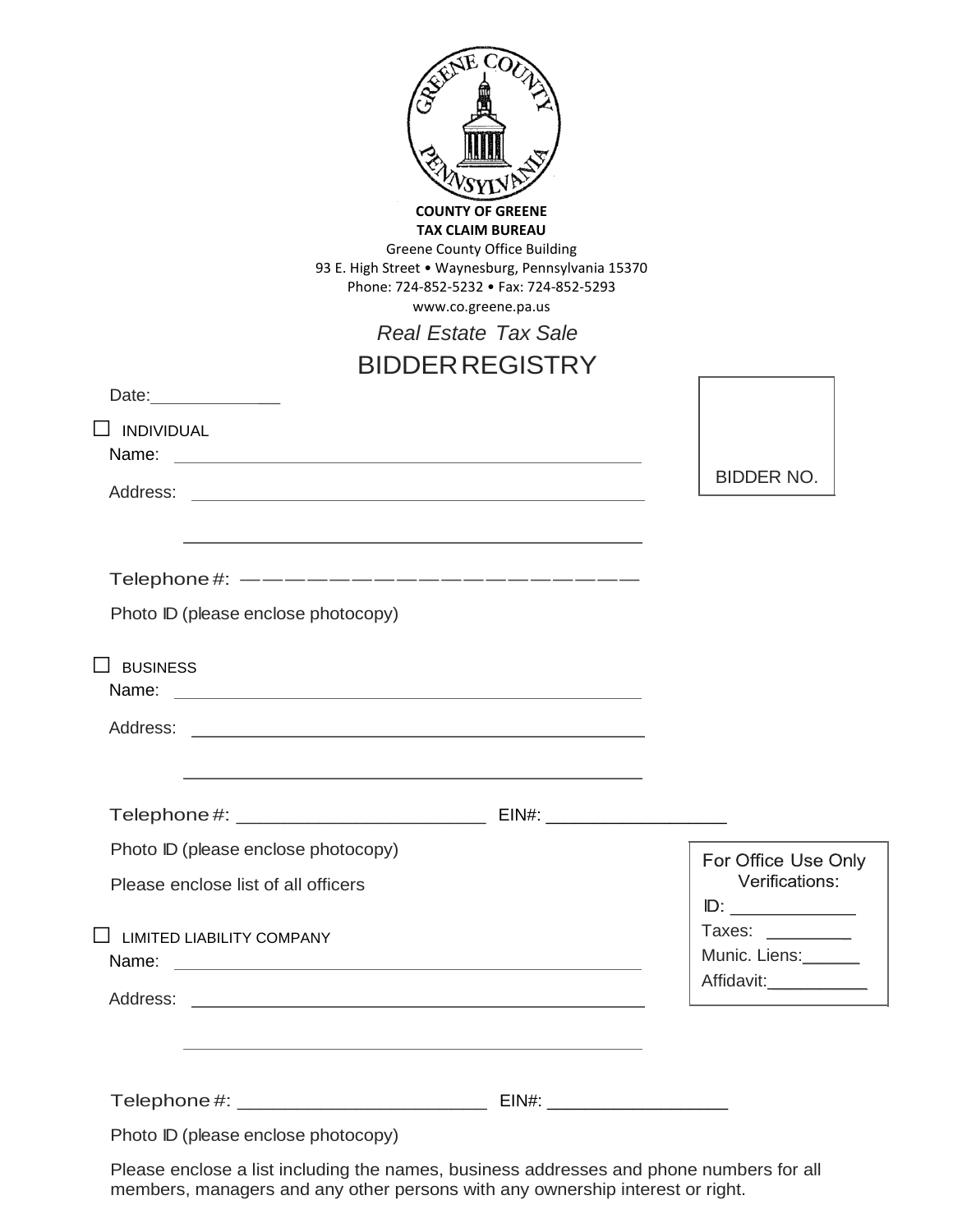**COUNTY OF GREENE**
**TAX CLAIM BUREAU**
Greene County Office Building
93 E. High Street • Waynesburg, Pennsylvania 15370
Phone: 724-852-5232 • Fax: 724-852-5293
www.co.greene.pa.us

*Real Estate Tax Sale*

# BIDDER REGISTRY

Date:_______________

BIDDER NO.

☐ INDIVIDUAL

Name: ____________________________________________

Address: ____________________________________________

____________________________________________

Telephone #: ____________________________________________

Photo ID (please enclose photocopy)

☐ BUSINESS

Name: ____________________________________________

Address: ____________________________________________

____________________________________________

Telephone #: ________________________ EIN#: ____________________

Photo ID (please enclose photocopy)

Please enclose list of all officers

☐ LIMITED LIABILITY COMPANY

Name: ____________________________________________

Address: ____________________________________________

____________________________________________

Telephone #: ________________________ EIN#: ____________________

Photo ID (please enclose photocopy)

Please enclose a list including the names, business addresses and phone numbers for all members, managers and any other persons with any ownership interest or right.

For Office Use Only
Verifications:

ID: ______________

Taxes: __________

Munic. Liens: ______

Affidavit: ___________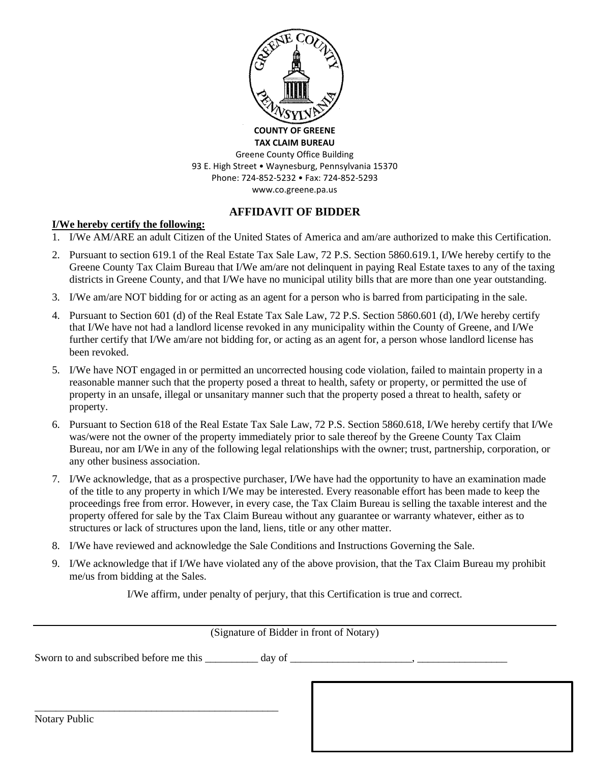**COUNTY OF GREENE**
**TAX CLAIM BUREAU**
Greene County Office Building
93 E. High Street • Waynesburg, Pennsylvania 15370
Phone: 724-852-5232 • Fax: 724-852-5293
www.co.greene.pa.us

# AFFIDAVIT OF BIDDER

**I/We hereby certify the following:**

1. I/We AM/ARE an adult Citizen of the United States of America and am/are authorized to make this Certification.
2. Pursuant to section 619.1 of the Real Estate Tax Sale Law, 72 P.S. Section 5860.619.1, I/We hereby certify to the Greene County Tax Claim Bureau that I/We am/are not delinquent in paying Real Estate taxes to any of the taxing districts in Greene County, and that I/We have no municipal utility bills that are more than one year outstanding.
3. I/We am/are NOT bidding for or acting as an agent for a person who is barred from participating in the sale.
4. Pursuant to Section 601 (d) of the Real Estate Tax Sale Law, 72 P.S. Section 5860.601 (d), I/We hereby certify that I/We have not had a landlord license revoked in any municipality within the County of Greene, and I/We further certify that I/We am/are not bidding for, or acting as an agent for, a person whose landlord license has been revoked.
5. I/We have NOT engaged in or permitted an uncorrected housing code violation, failed to maintain property in a reasonable manner such that the property posed a threat to health, safety or property, or permitted the use of property in an unsafe, illegal or unsanitary manner such that the property posed a threat to health, safety or property.
6. Pursuant to Section 618 of the Real Estate Tax Sale Law, 72 P.S. Section 5860.618, I/We hereby certify that I/We was/were not the owner of the property immediately prior to sale thereof by the Greene County Tax Claim Bureau, nor am I/We in any of the following legal relationships with the owner; trust, partnership, corporation, or any other business association.
7. I/We acknowledge, that as a prospective purchaser, I/We have had the opportunity to have an examination made of the title to any property in which I/We may be interested. Every reasonable effort has been made to keep the proceedings free from error. However, in every case, the Tax Claim Bureau is selling the taxable interest and the property offered for sale by the Tax Claim Bureau without any guarantee or warranty whatever, either as to structures or lack of structures upon the land, liens, title or any other matter.
8. I/We have reviewed and acknowledge the Sale Conditions and Instructions Governing the Sale.
9. I/We acknowledge that if I/We have violated any of the above provision, that the Tax Claim Bureau my prohibit me/us from bidding at the Sales.

I/We affirm, under penalty of perjury, that this Certification is true and correct.

______________________________________________________________________________

(Signature of Bidder in front of Notary)

Sworn to and subscribed before me this __________ day of _______________________, _________________

_______________________________________________

Notary Public